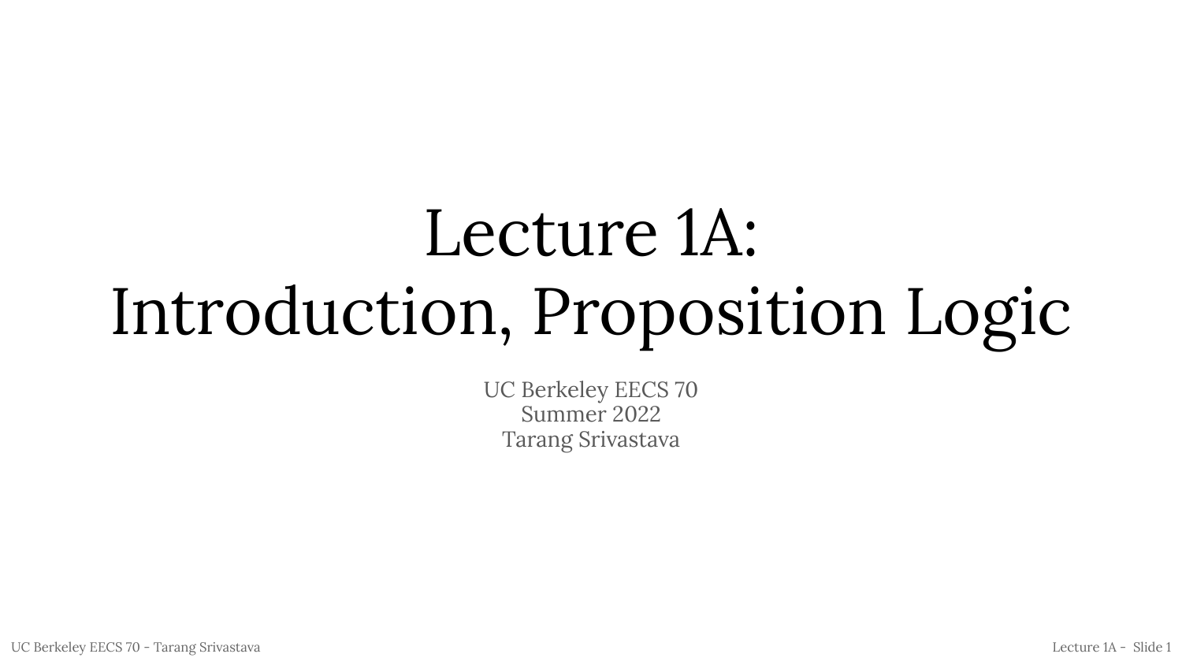# Lecture 1A: Introduction, Proposition Logic

UC Berkeley EECS 70
Summer 2022
Tarang Srivastava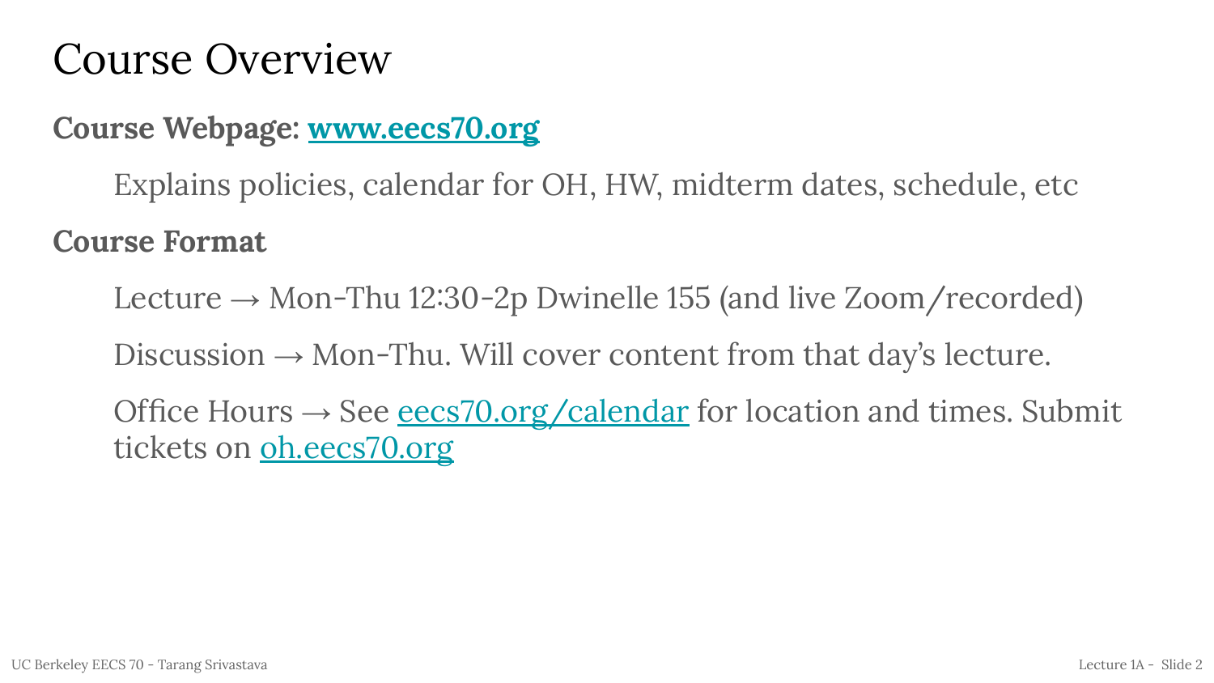# Course Overview

**Course Webpage: [www.eecs70.org](www.eecs70.org)**

Explains policies, calendar for OH, HW, midterm dates, schedule, etc

**Course Format**

Lecture → Mon-Thu 12:30-2p Dwinelle 155 (and live Zoom/recorded)

Discussion → Mon-Thu. Will cover content from that day's lecture.

Office Hours → See [eecs70.org/calendar](eecs70.org/calendar) for location and times. Submit tickets on [oh.eecs70.org](oh.eecs70.org)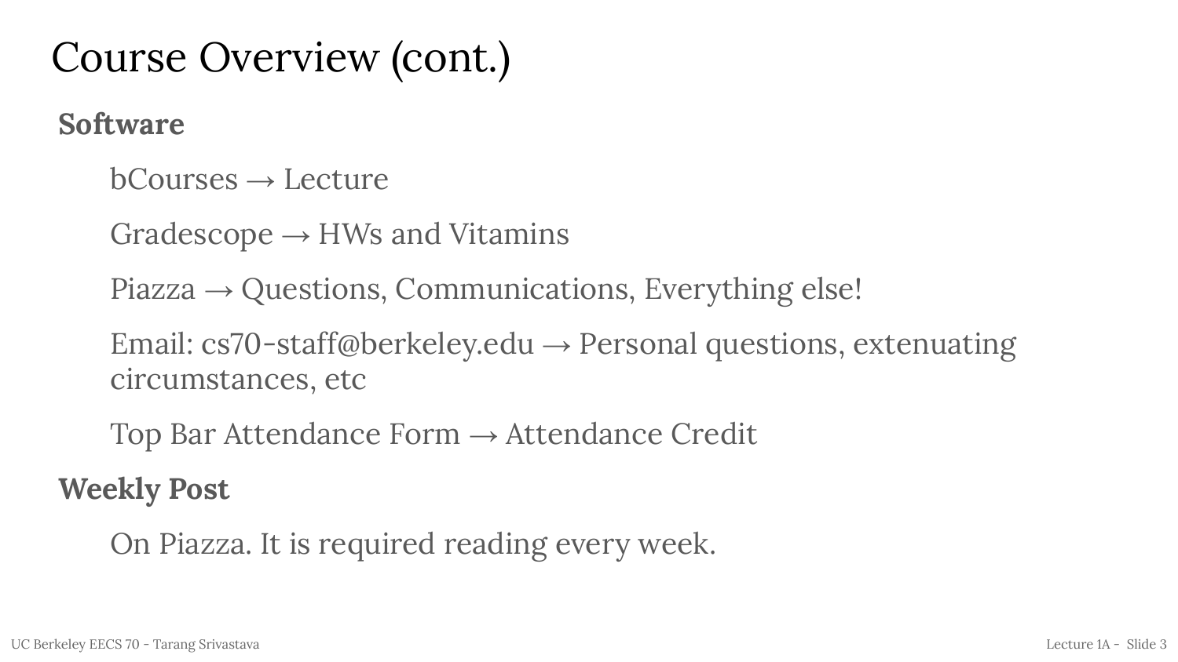# Course Overview (cont.)

**Software**

- bCourses → Lecture
- Gradescope → HWs and Vitamins
- Piazza → Questions, Communications, Everything else!
- Email: cs70-staff@berkeley.edu → Personal questions, extenuating circumstances, etc
- Top Bar Attendance Form → Attendance Credit

**Weekly Post**

- On Piazza. It is required reading every week.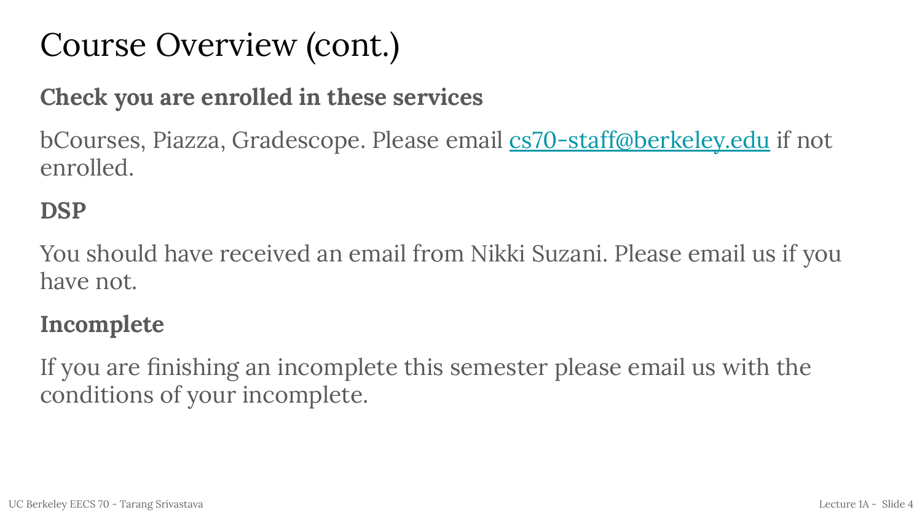# Course Overview (cont.)

**Check you are enrolled in these services**

bCourses, Piazza, Gradescope. Please email [cs70-staff@berkeley.edu](mailto:cs70-staff@berkeley.edu) if not enrolled.

**DSP**

You should have received an email from Nikki Suzani. Please email us if you have not.

**Incomplete**

If you are finishing an incomplete this semester please email us with the conditions of your incomplete.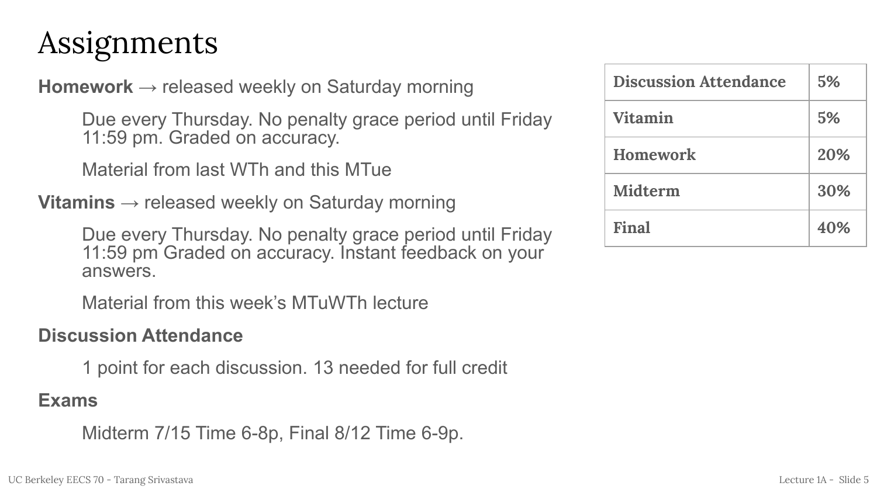# Assignments

**Homework** → released weekly on Saturday morning

Due every Thursday. No penalty grace period until Friday 11:59 pm. Graded on accuracy.

Material from last WTh and this MTue

**Vitamins** → released weekly on Saturday morning

Due every Thursday. No penalty grace period until Friday 11:59 pm Graded on accuracy. Instant feedback on your answers.

Material from this week's MTuWTh lecture

**Discussion Attendance**

1 point for each discussion. 13 needed for full credit

**Exams**

Midterm 7/15 Time 6-8p, Final 8/12 Time 6-9p.

| Component | Weight |
| --- | --- |
| **Discussion Attendance** | 5% |
| **Vitamin** | 5% |
| **Homework** | 20% |
| **Midterm** | 30% |
| **Final** | 40% |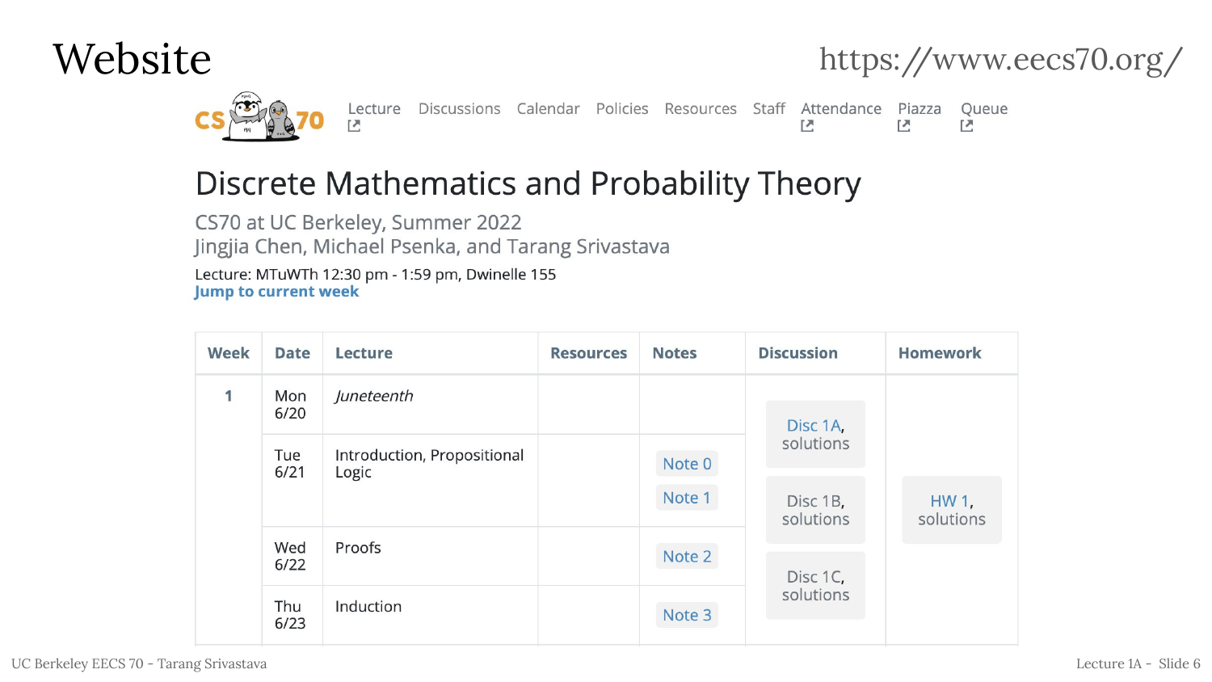# Website

https://www.eecs70.org/

CS 70 | Lecture | Discussions | Calendar | Policies | Resources | Staff | Attendance | Piazza | Queue

## Discrete Mathematics and Probability Theory

CS70 at UC Berkeley, Summer 2022

Jingjia Chen, Michael Psenka, and Tarang Srivastava

Lecture: MTuWTh 12:30 pm - 1:59 pm, Dwinelle 155

**Jump to current week**

| Week | Date | Lecture | Resources | Notes | Discussion | Homework |
|---|---|---|---|---|---|---|
| 1 | Mon 6/20 | *Juneteenth* | | | Disc 1A, solutions | HW 1, solutions |
| | Tue 6/21 | Introduction, Propositional Logic | | Note 0, Note 1 | Disc 1B, solutions | |
| | Wed 6/22 | Proofs | | Note 2 | Disc 1C, solutions | |
| | Thu 6/23 | Induction | | Note 3 | | |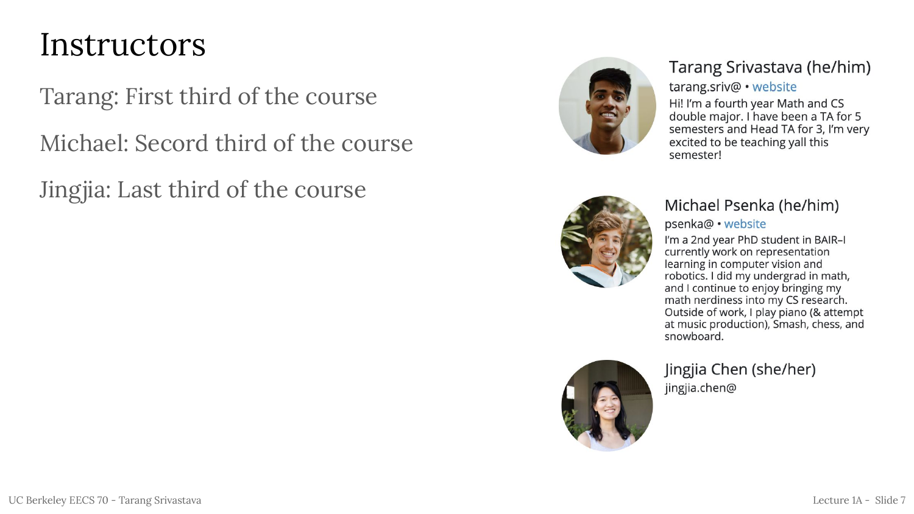# Instructors

Tarang: First third of the course

Michael: Secord third of the course

Jingjia: Last third of the course

## Tarang Srivastava (he/him)

tarang.sriv@ • website

Hi! I'm a fourth year Math and CS double major. I have been a TA for 5 semesters and Head TA for 3, I'm very excited to be teaching yall this semester!

## Michael Psenka (he/him)

psenka@ • website

I'm a 2nd year PhD student in BAIR–I currently work on representation learning in computer vision and robotics. I did my undergrad in math, and I continue to enjoy bringing my math nerdiness into my CS research. Outside of work, I play piano (& attempt at music production), Smash, chess, and snowboard.

## Jingjia Chen (she/her)

jingjia.chen@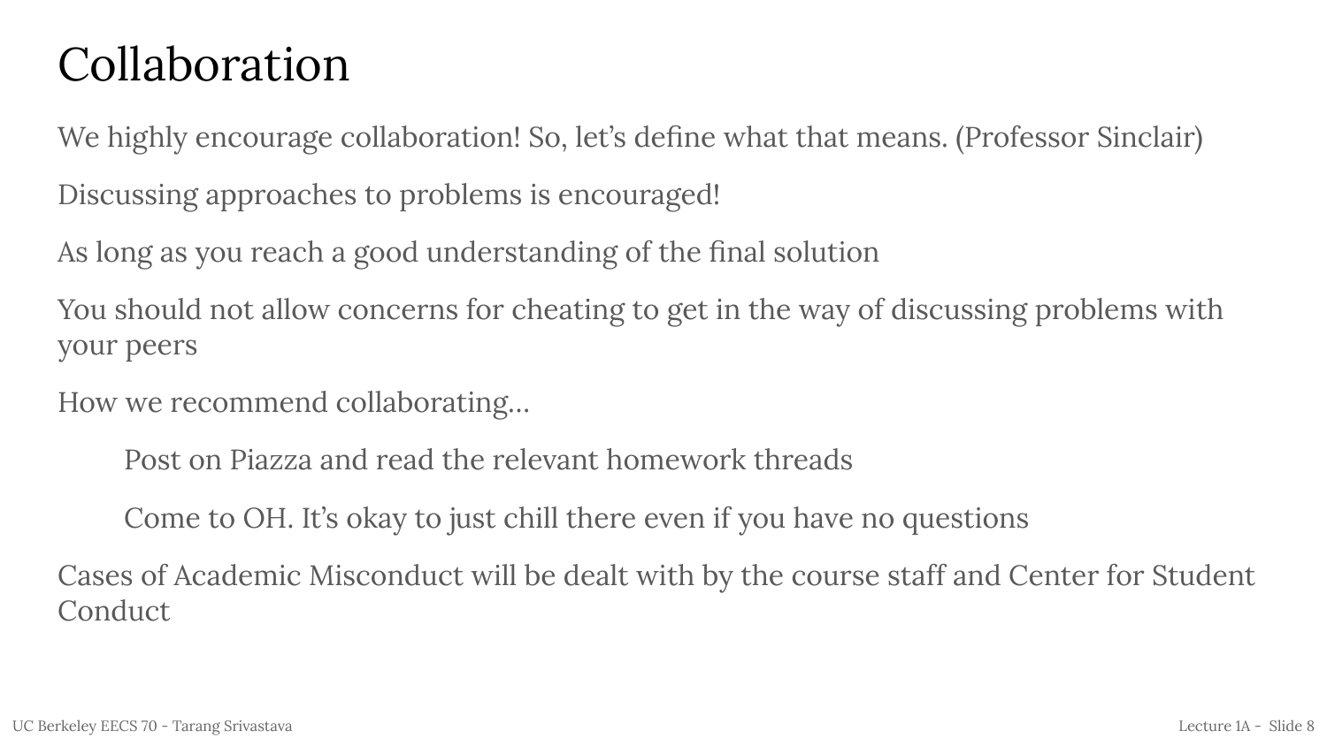# Collaboration

We highly encourage collaboration! So, let's define what that means. (Professor Sinclair)

Discussing approaches to problems is encouraged!

As long as you reach a good understanding of the final solution

You should not allow concerns for cheating to get in the way of discussing problems with your peers

How we recommend collaborating...

- Post on Piazza and read the relevant homework threads
- Come to OH. It's okay to just chill there even if you have no questions

Cases of Academic Misconduct will be dealt with by the course staff and Center for Student Conduct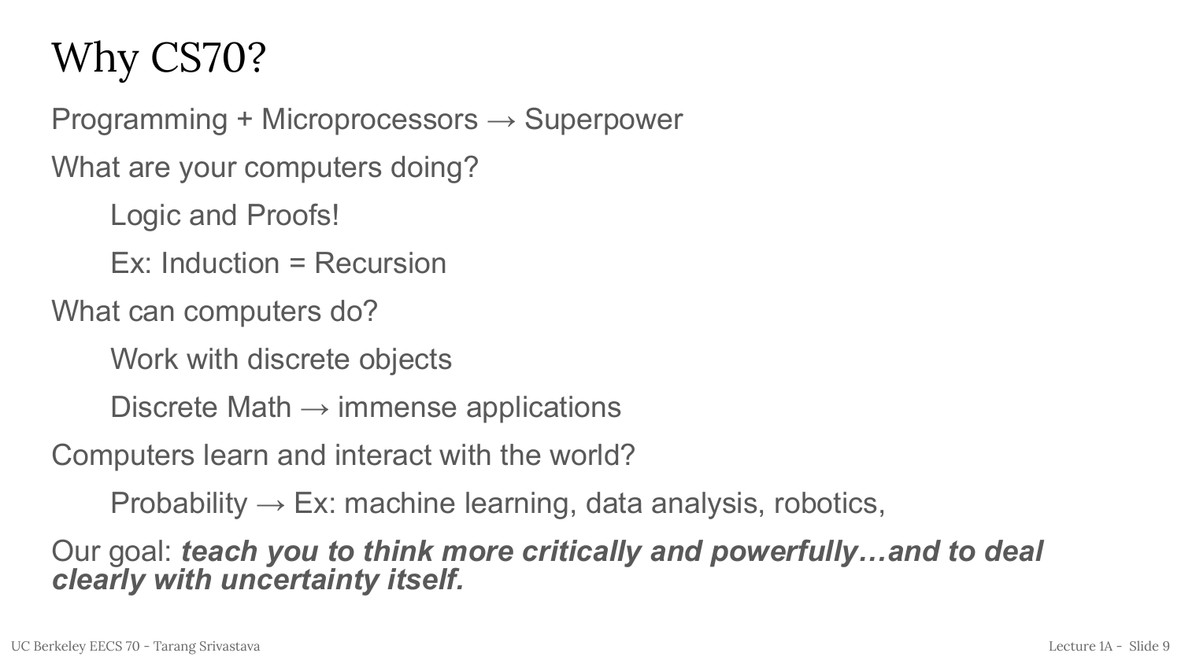# Why CS70?

Programming + Microprocessors → Superpower

What are your computers doing?

- Logic and Proofs!
- Ex: Induction = Recursion

What can computers do?

- Work with discrete objects
- Discrete Math → immense applications

Computers learn and interact with the world?

- Probability → Ex: machine learning, data analysis, robotics,

Our goal: ***teach you to think more critically and powerfully…and to deal clearly with uncertainty itself.***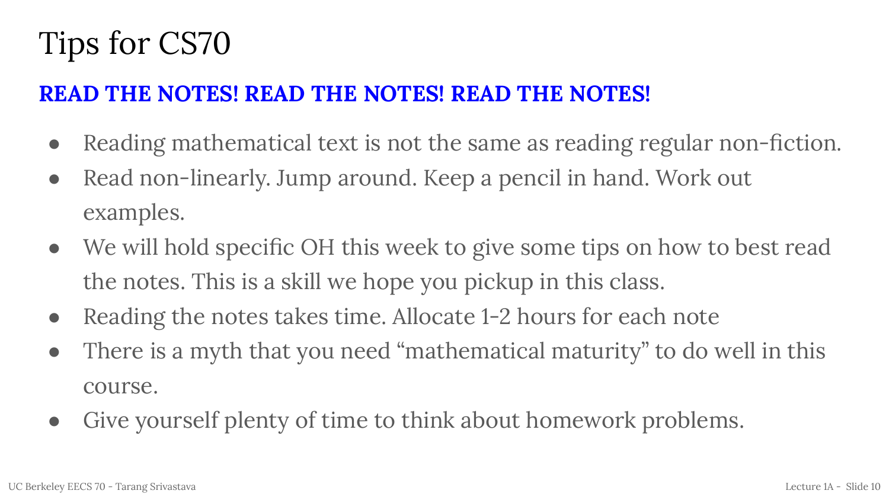# Tips for CS70

**READ THE NOTES! READ THE NOTES! READ THE NOTES!**

- Reading mathematical text is not the same as reading regular non-fiction.
- Read non-linearly. Jump around. Keep a pencil in hand. Work out examples.
- We will hold specific OH this week to give some tips on how to best read the notes. This is a skill we hope you pickup in this class.
- Reading the notes takes time. Allocate 1-2 hours for each note
- There is a myth that you need "mathematical maturity" to do well in this course.
- Give yourself plenty of time to think about homework problems.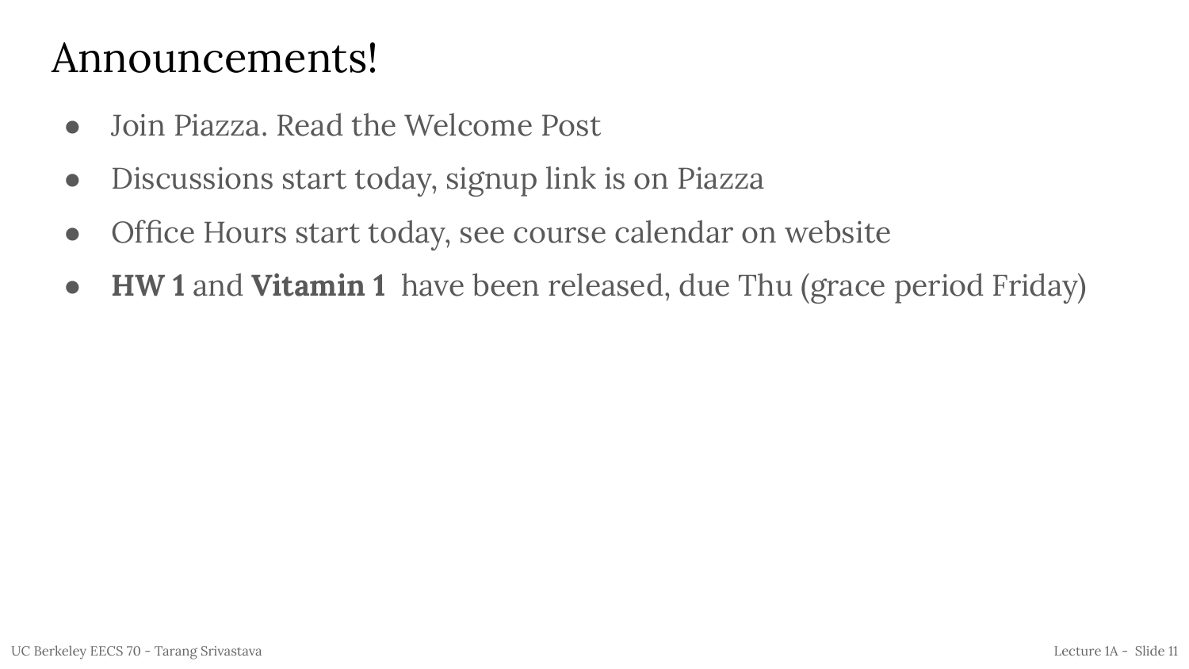# Announcements!

- Join Piazza. Read the Welcome Post
- Discussions start today, signup link is on Piazza
- Office Hours start today, see course calendar on website
- **HW 1** and **Vitamin 1** have been released, due Thu (grace period Friday)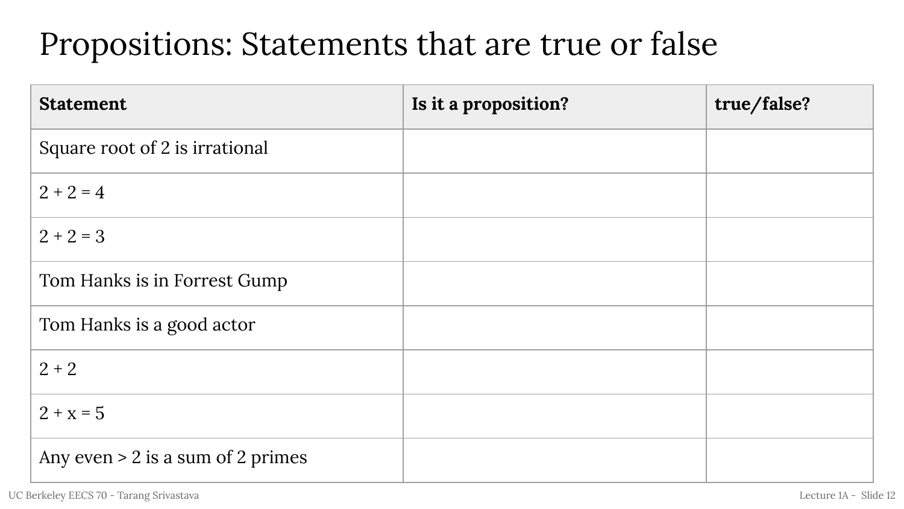# Propositions: Statements that are true or false

| Statement | Is it a proposition? | true/false? |
| --- | --- | --- |
| Square root of 2 is irrational | | |
| 2 + 2 = 4 | | |
| 2 + 2 = 3 | | |
| Tom Hanks is in Forrest Gump | | |
| Tom Hanks is a good actor | | |
| 2 + 2 | | |
| 2 + x = 5 | | |
| Any even > 2 is a sum of 2 primes | | |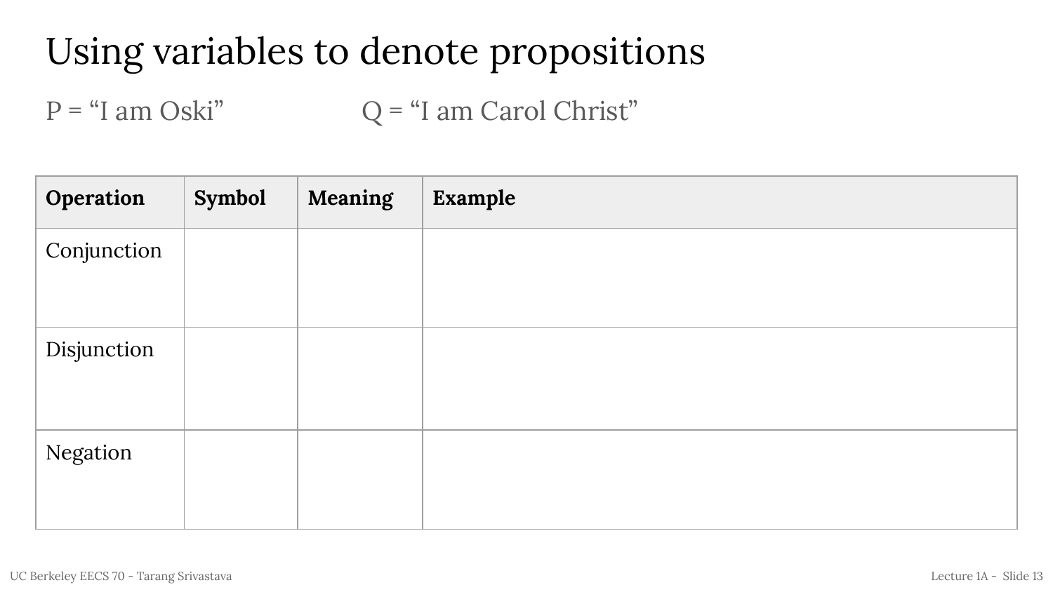# Using variables to denote propositions

P = “I am Oski” Q = “I am Carol Christ”

| Operation | Symbol | Meaning | Example |
|---|---|---|---|
| Conjunction | | | |
| Disjunction | | | |
| Negation | | | |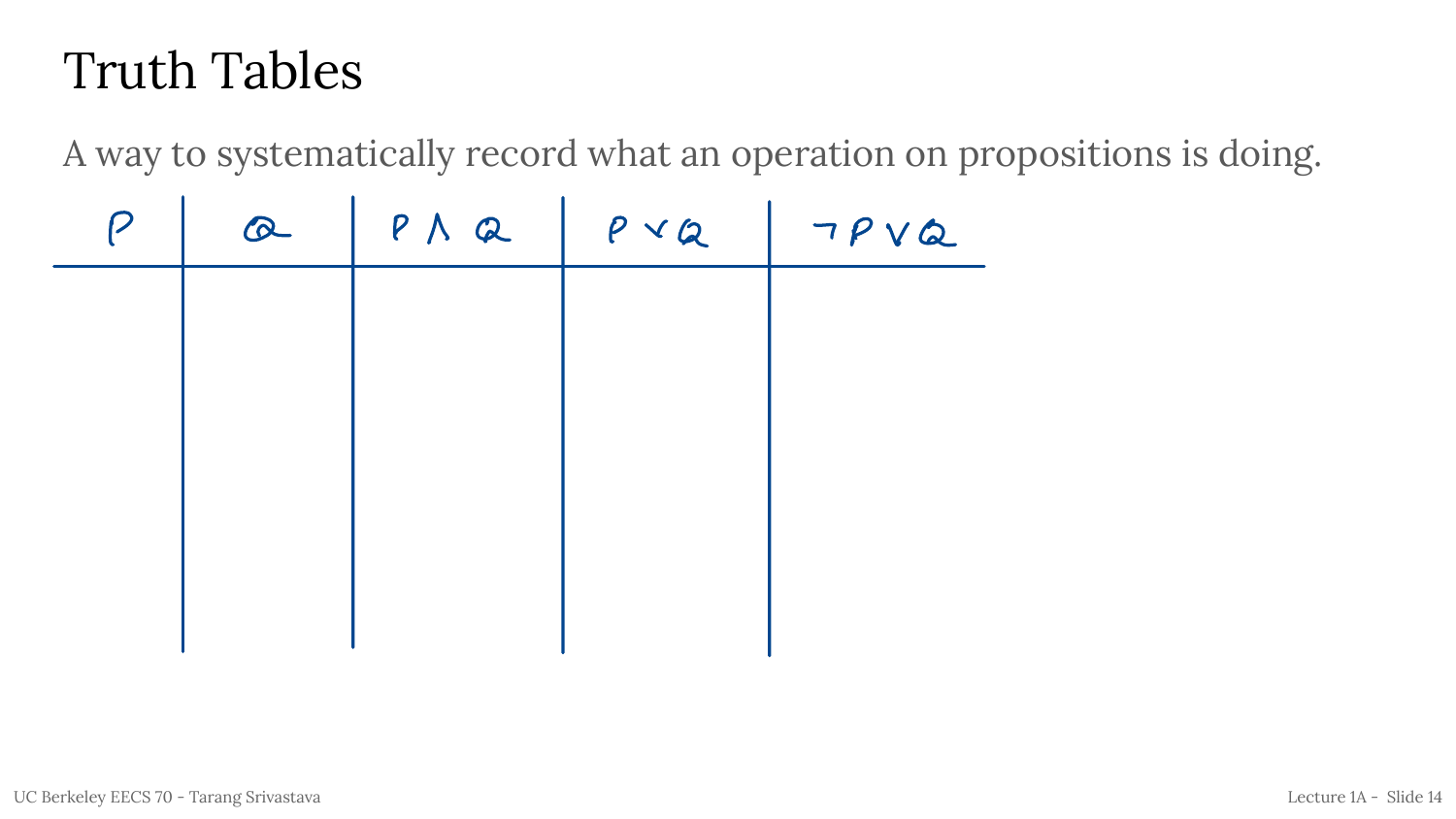# Truth Tables

A way to systematically record what an operation on propositions is doing.

| $P$ | $Q$ | $P \land Q$ | $P \lor Q$ | $\neg P \lor Q$ |
|---|---|---|---|---|
| | | | | |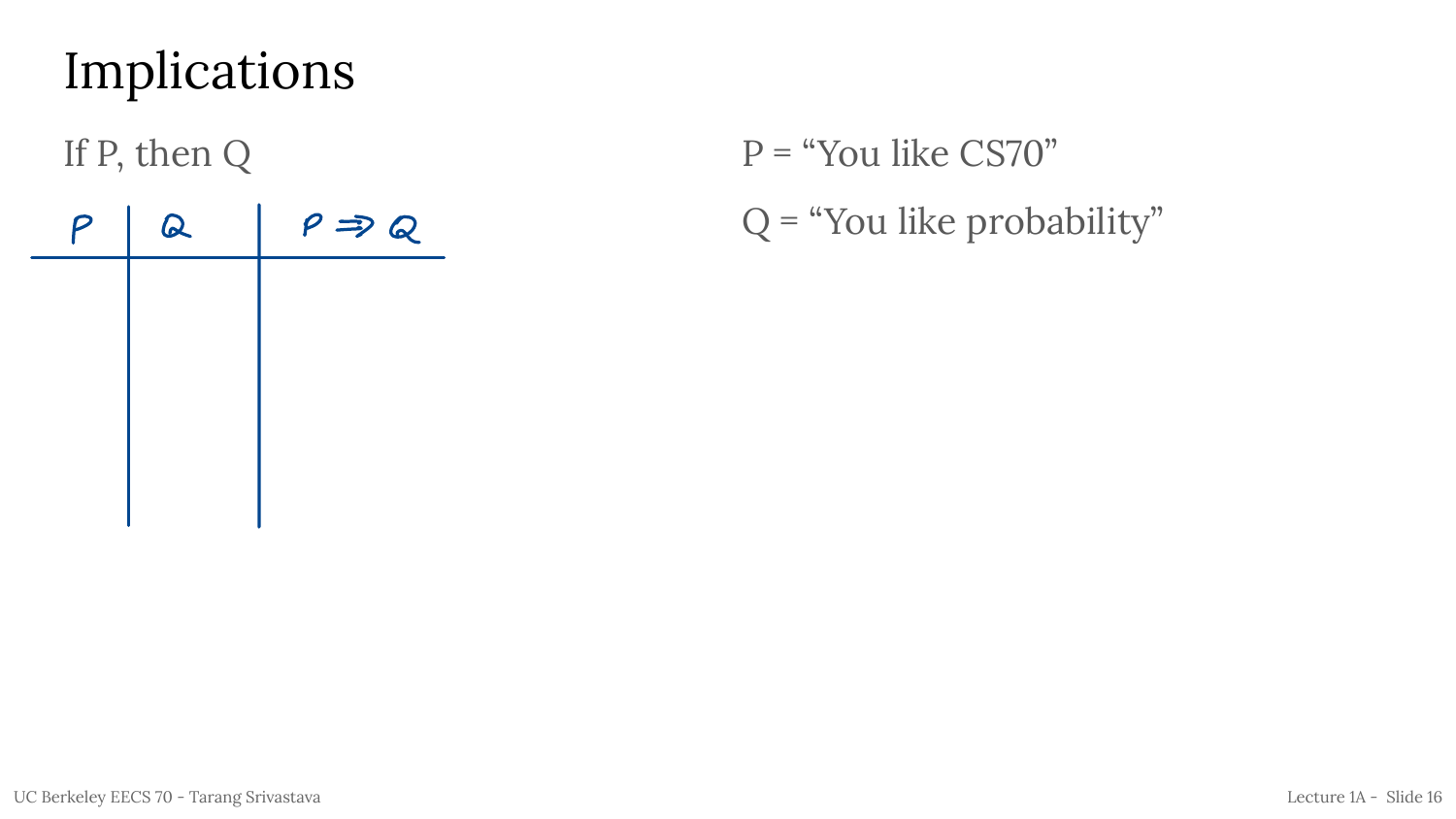# Implications

If P, then Q

| $P$ | $Q$ | $P \Rightarrow Q$ |
|---|---|---|
| | | |

P = "You like CS70"

Q = "You like probability"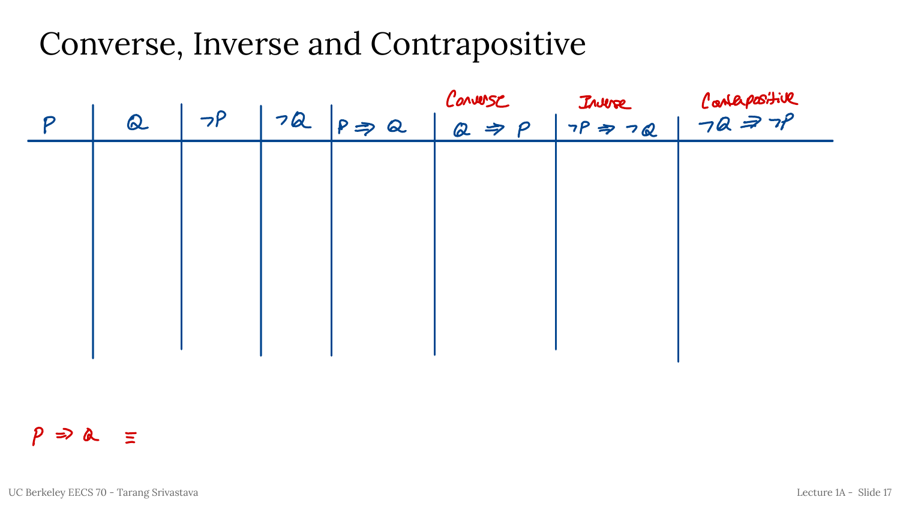# Converse, Inverse and Contrapositive

| $P$ | $Q$ | $\neg P$ | $\neg Q$ | $P \Rightarrow Q$ | Converse<br>$Q \Rightarrow P$ | Inverse<br>$\neg P \Rightarrow \neg Q$ | Contrapositive<br>$\neg Q \Rightarrow \neg P$ |
|---|---|---|---|---|---|---|---|
| | | | | | | | |

$P \Rightarrow Q \equiv$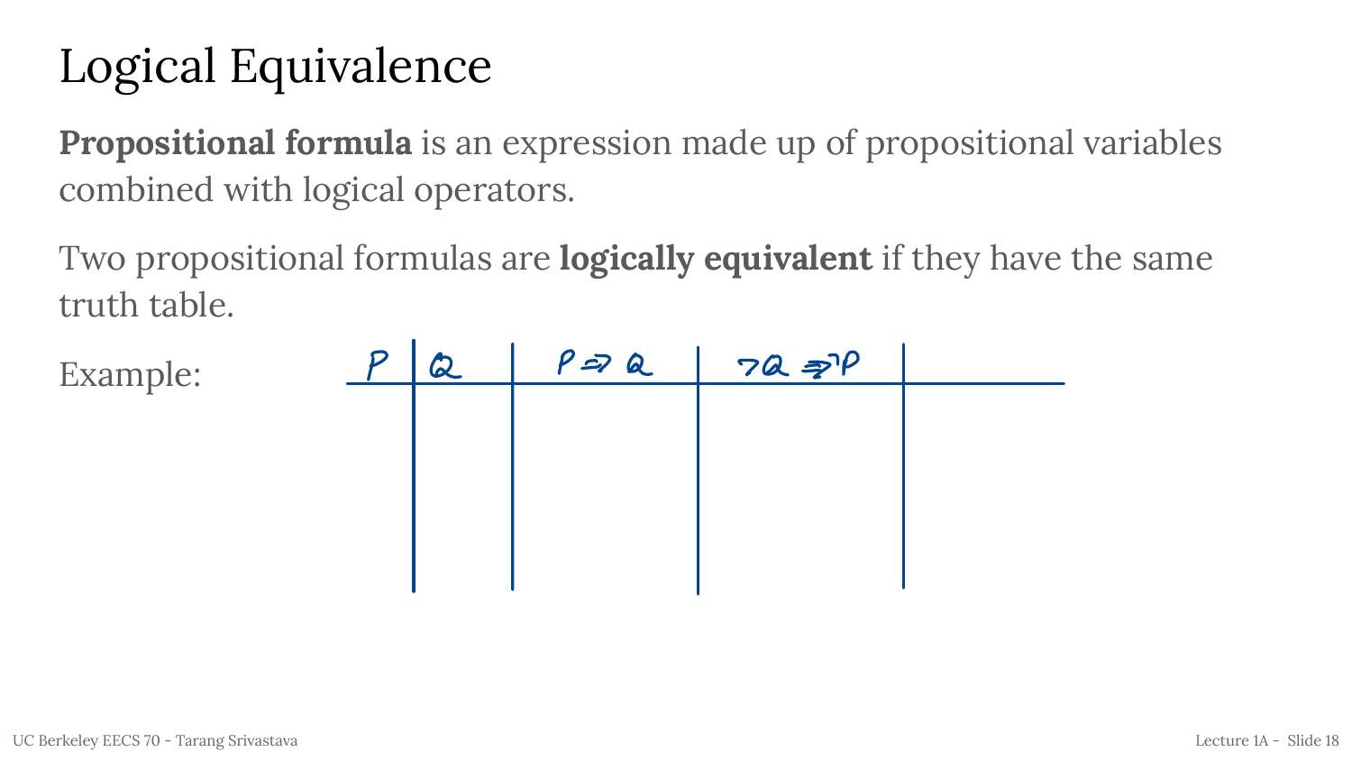# Logical Equivalence

**Propositional formula** is an expression made up of propositional variables combined with logical operators.

Two propositional formulas are **logically equivalent** if they have the same truth table.

Example:

| $P$ | $Q$ | $P \Rightarrow Q$ | $\neg Q \Rightarrow \neg P$ | |
|---|---|---|---|---|
| | | | | |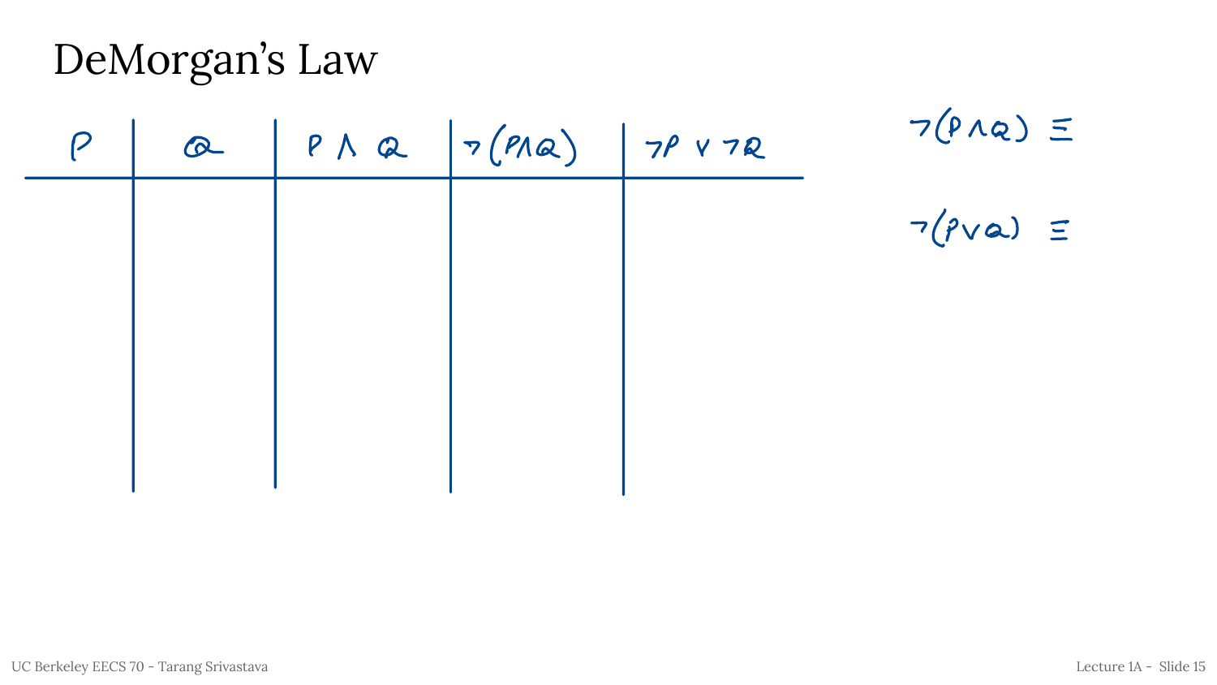# DeMorgan's Law

| $P$ | $Q$ | $P \land Q$ | $\neg(P \land Q)$ | $\neg P \lor \neg Q$ |
|---|---|---|---|---|
| | | | | |

$\neg(P \land Q) \equiv$

$\neg(P \lor Q) \equiv$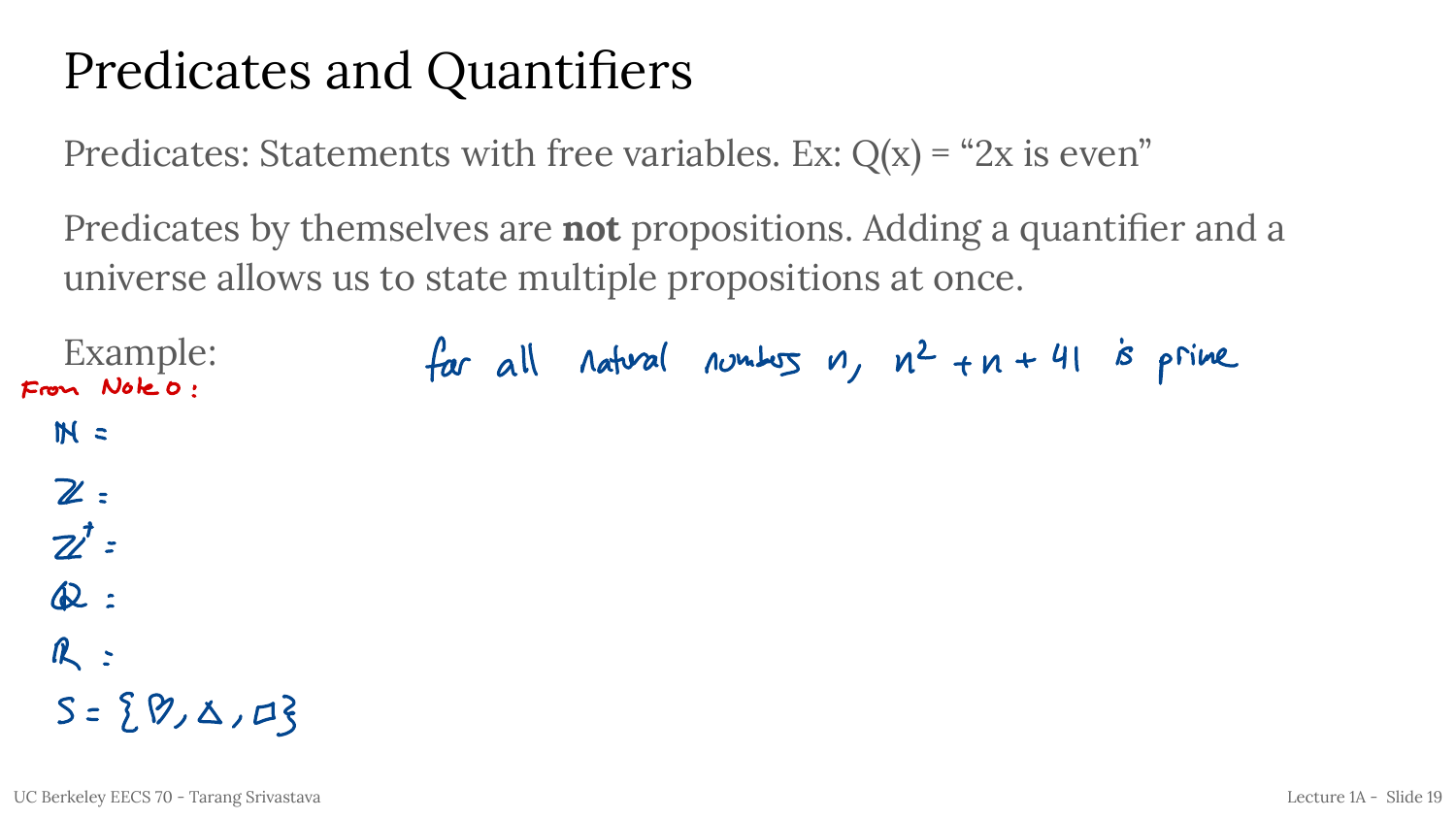# Predicates and Quantifiers

Predicates: Statements with free variables. Ex: Q(x) = "2x is even"

Predicates by themselves are **not** propositions. Adding a quantifier and a universe allows us to state multiple propositions at once.

Example:

From Note 0:

for all natural numbers n, $n^2 + n + 41$ is prime

$\mathbb{N} =$

$\mathbb{Z} =$

$\mathbb{Z}^+ =$

$\mathbb{Q} =$

$\mathbb{R} =$

$S = \{♡, \triangle, \square\}$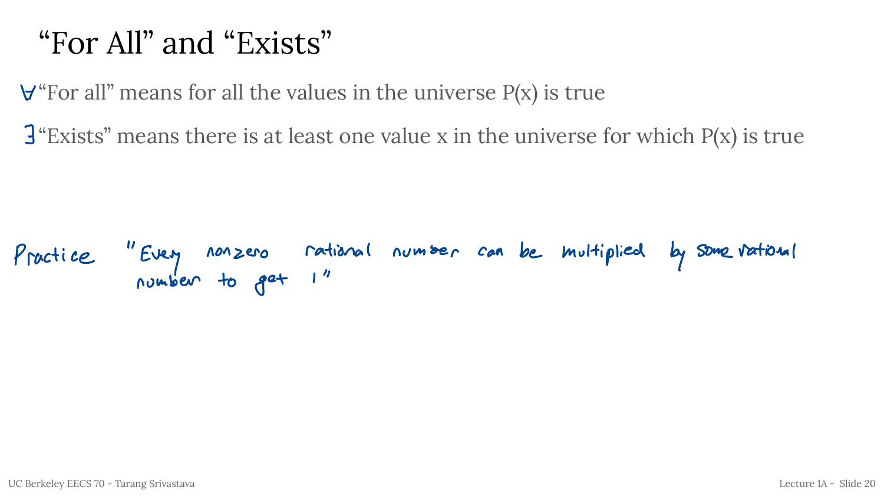# "For All" and "Exists"

$\forall$ "For all" means for all the values in the universe P(x) is true

$\exists$ "Exists" means there is at least one value x in the universe for which P(x) is true

Practice "Every nonzero rational number can be multiplied by some rational number to get 1"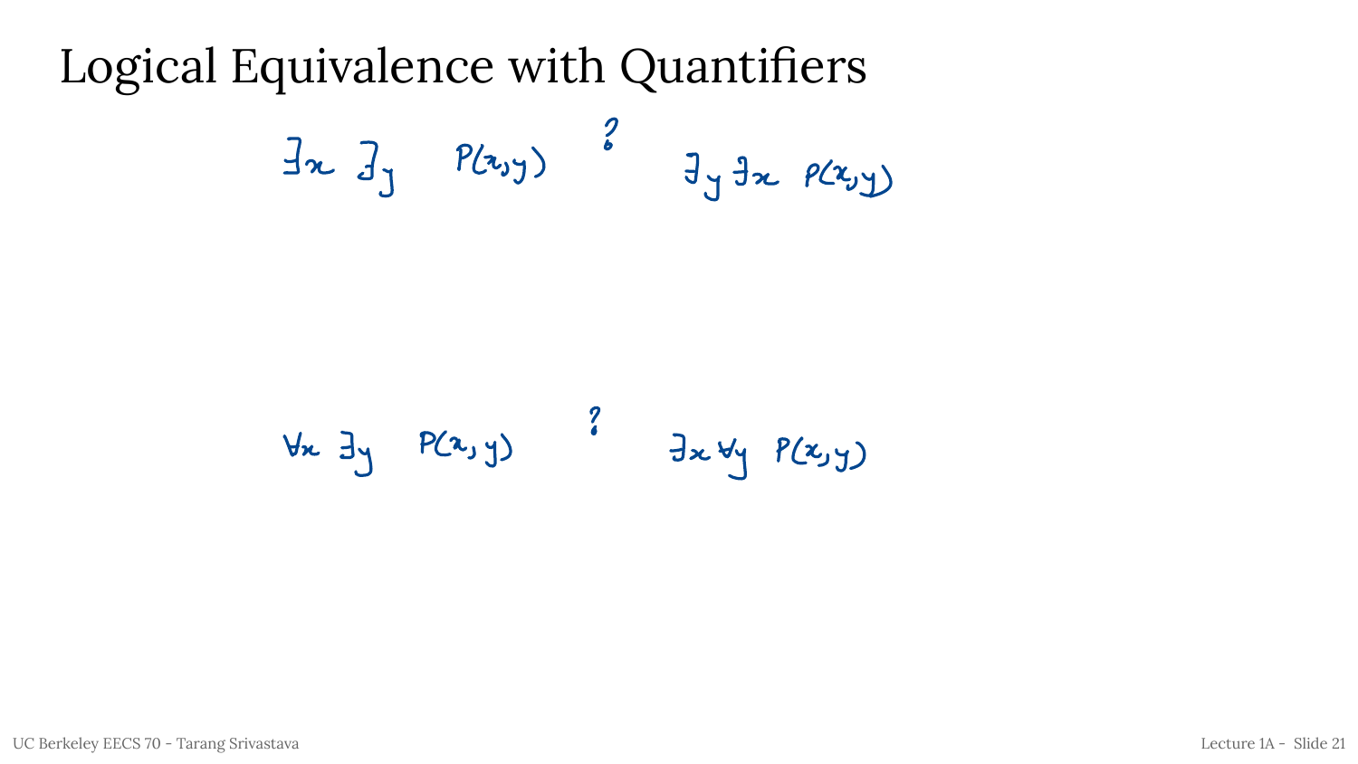# Logical Equivalence with Quantifiers

$$\exists x \, \exists y \quad P(x,y) \quad \overset{?}{\phantom{=}} \quad \exists y \, \exists x \, P(x,y)$$

$$\forall x \, \exists y \quad P(x,y) \quad \overset{?}{\phantom{=}} \quad \exists x \, \forall y \, P(x,y)$$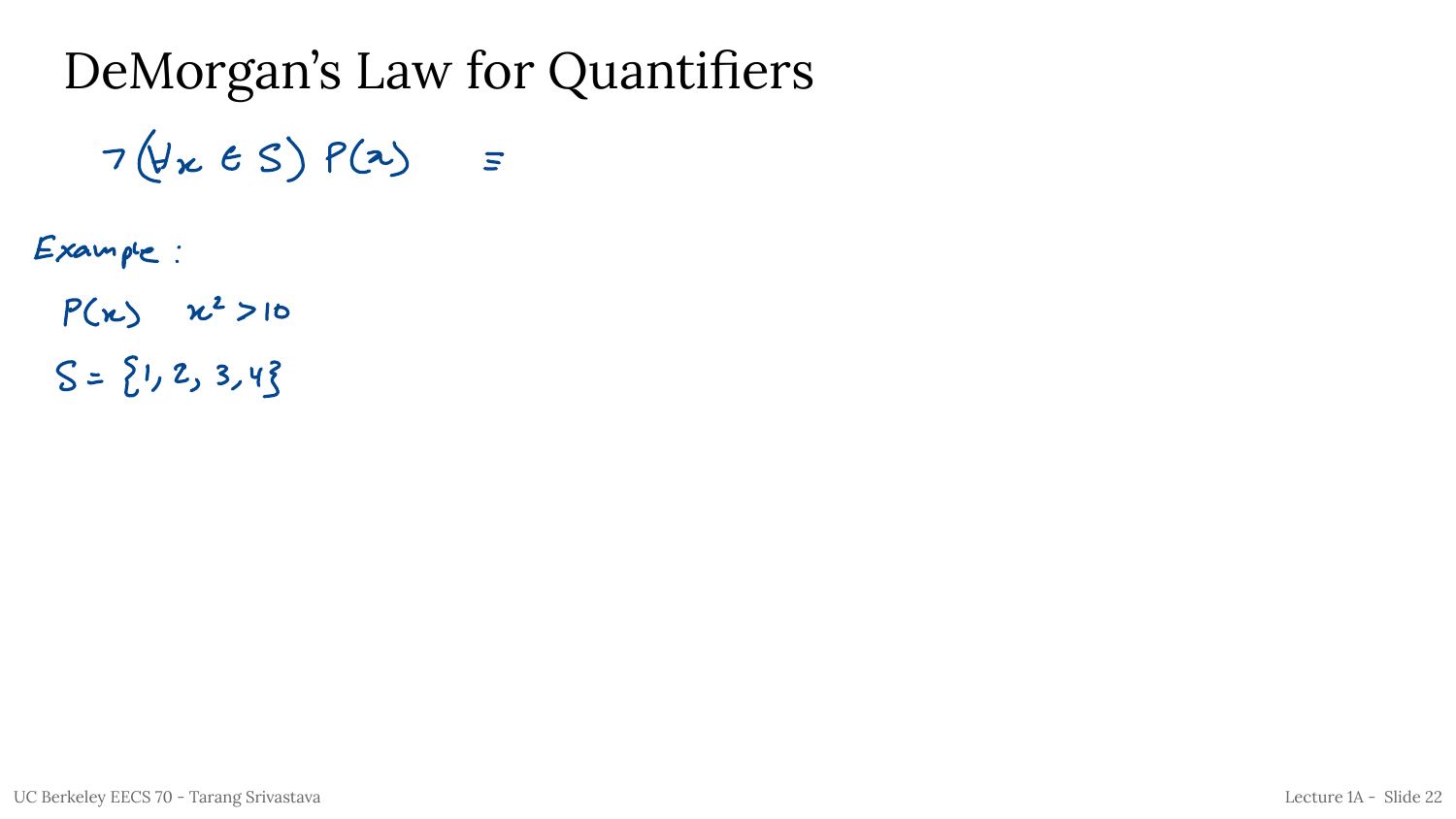# DeMorgan's Law for Quantifiers

$$\neg (\forall x \in S)\ P(x) \quad \equiv$$

Example:

$P(x)$ $\quad x^2 > 10$

$S = \{1, 2, 3, 4\}$